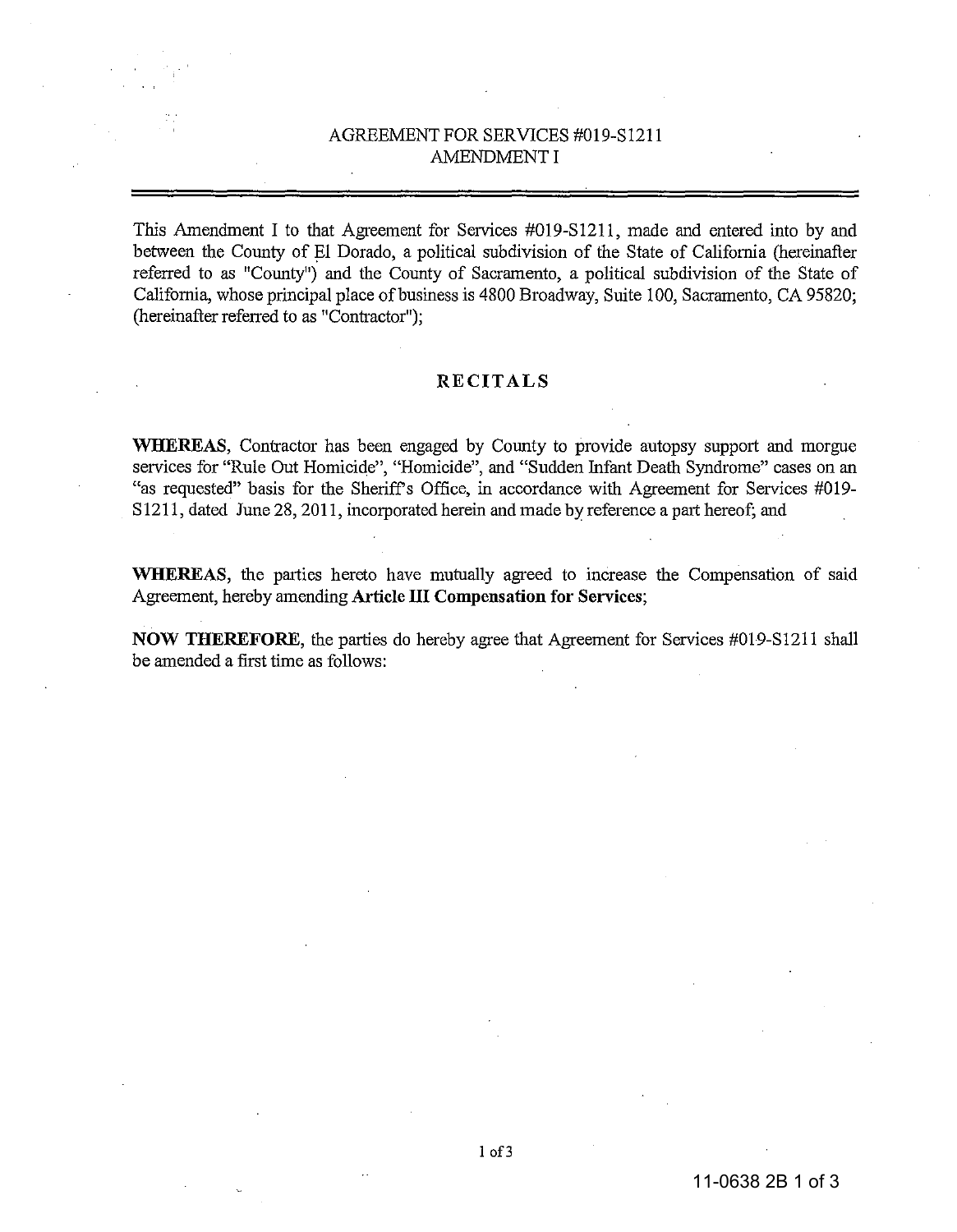# AGREEMENT FOR SERVICES #019-S1211
## AMENDMENT I

This Amendment I to that Agreement for Services #019-S1211, made and entered into by and between the County of El Dorado, a political subdivision of the State of California (hereinafter referred to as "County") and the County of Sacramento, a political subdivision of the State of California, whose principal place of business is 4800 Broadway, Suite 100, Sacramento, CA 95820; (hereinafter referred to as "Contractor");

## RECITALS

**WHEREAS**, Contractor has been engaged by County to provide autopsy support and morgue services for "Rule Out Homicide", "Homicide", and "Sudden Infant Death Syndrome" cases on an "as requested" basis for the Sheriff's Office, in accordance with Agreement for Services #019-S1211, dated June 28, 2011, incorporated herein and made by reference a part hereof; and

**WHEREAS**, the parties hereto have mutually agreed to increase the Compensation of said Agreement, hereby amending **Article III Compensation for Services**;

**NOW THEREFORE**, the parties do hereby agree that Agreement for Services #019-S1211 shall be amended a first time as follows: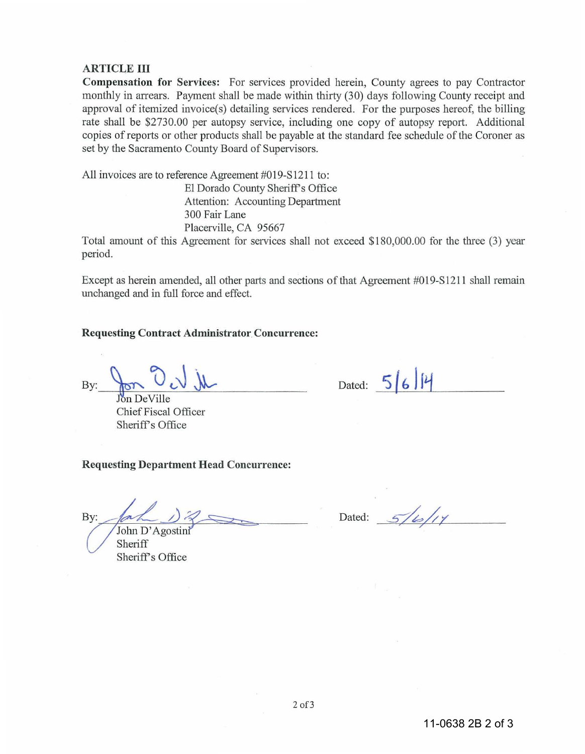**ARTICLE III**

**Compensation for Services:** For services provided herein, County agrees to pay Contractor monthly in arrears. Payment shall be made within thirty (30) days following County receipt and approval of itemized invoice(s) detailing services rendered. For the purposes hereof, the billing rate shall be $2730.00 per autopsy service, including one copy of autopsy report. Additional copies of reports or other products shall be payable at the standard fee schedule of the Coroner as set by the Sacramento County Board of Supervisors.

All invoices are to reference Agreement #019-S1211 to:

El Dorado County Sheriff's Office
Attention: Accounting Department
300 Fair Lane
Placerville, CA 95667

Total amount of this Agreement for services shall not exceed $180,000.00 for the three (3) year period.

Except as herein amended, all other parts and sections of that Agreement #019-S1211 shall remain unchanged and in full force and effect.

**Requesting Contract Administrator Concurrence:**

By: _______________________ Dated: 5/6/14

Jon DeVille
Chief Fiscal Officer
Sheriff's Office

**Requesting Department Head Concurrence:**

By: _______________________ Dated: 5/6/14

John D'Agostini
Sheriff
Sheriff's Office

11-0638 2B 2 of 3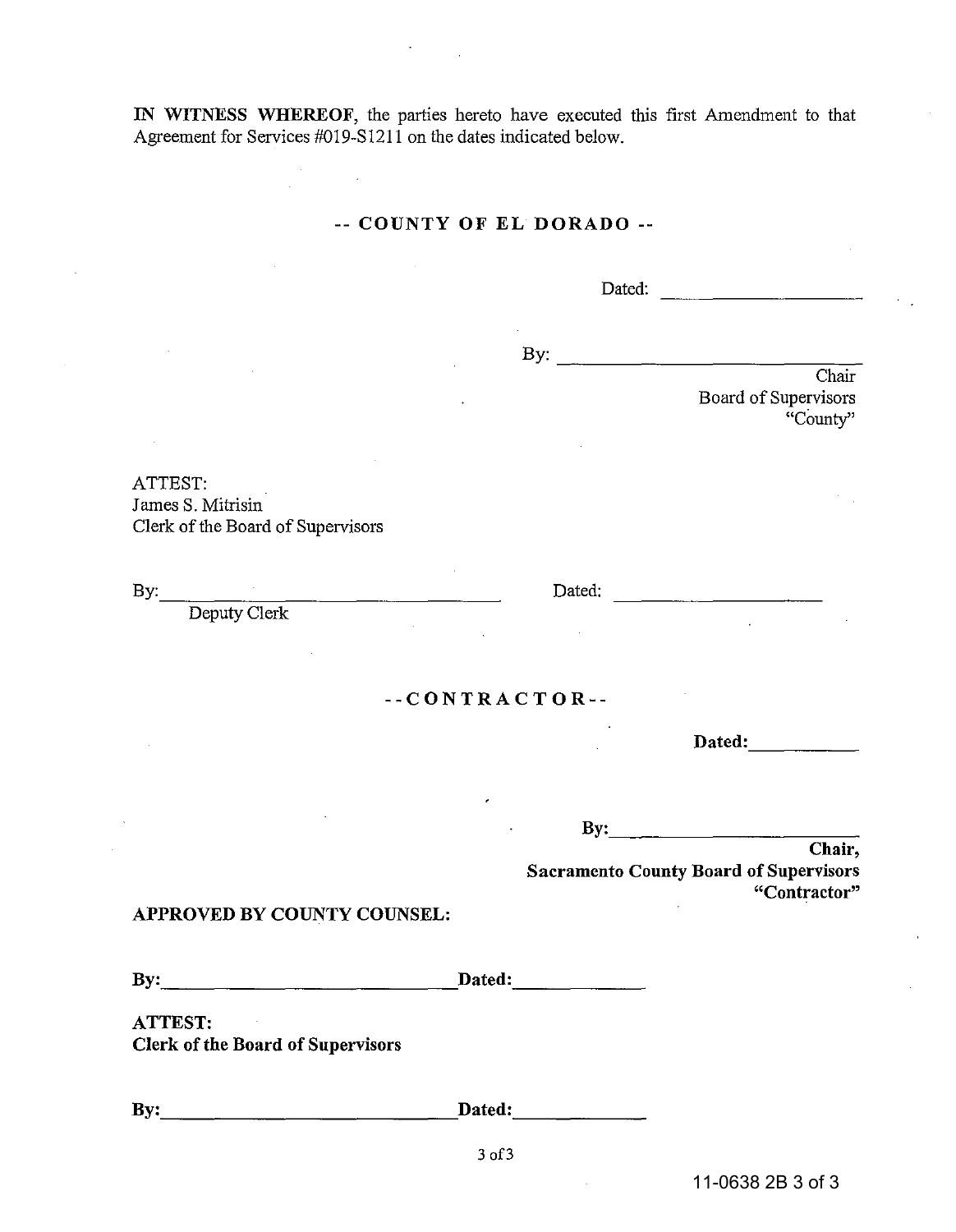**IN WITNESS WHEREOF**, the parties hereto have executed this first Amendment to that Agreement for Services #019-S1211 on the dates indicated below.

### -- COUNTY OF EL DORADO --

Dated: ____________________

By: ______________________________
Chair
Board of Supervisors
"County"

ATTEST:
James S. Mitrisin
Clerk of the Board of Supervisors

By: ______________________________ Dated: ____________________
Deputy Clerk

### --CONTRACTOR--

**Dated:** ____________

**By:** ______________________
**Chair,**
**Sacramento County Board of Supervisors**
**"Contractor"**

**APPROVED BY COUNTY COUNSEL:**

**By:** ______________________________ **Dated:** ______________

**ATTEST:**
**Clerk of the Board of Supervisors**

**By:** ______________________________ **Dated:** ______________

11-0638 2B 3 of 3